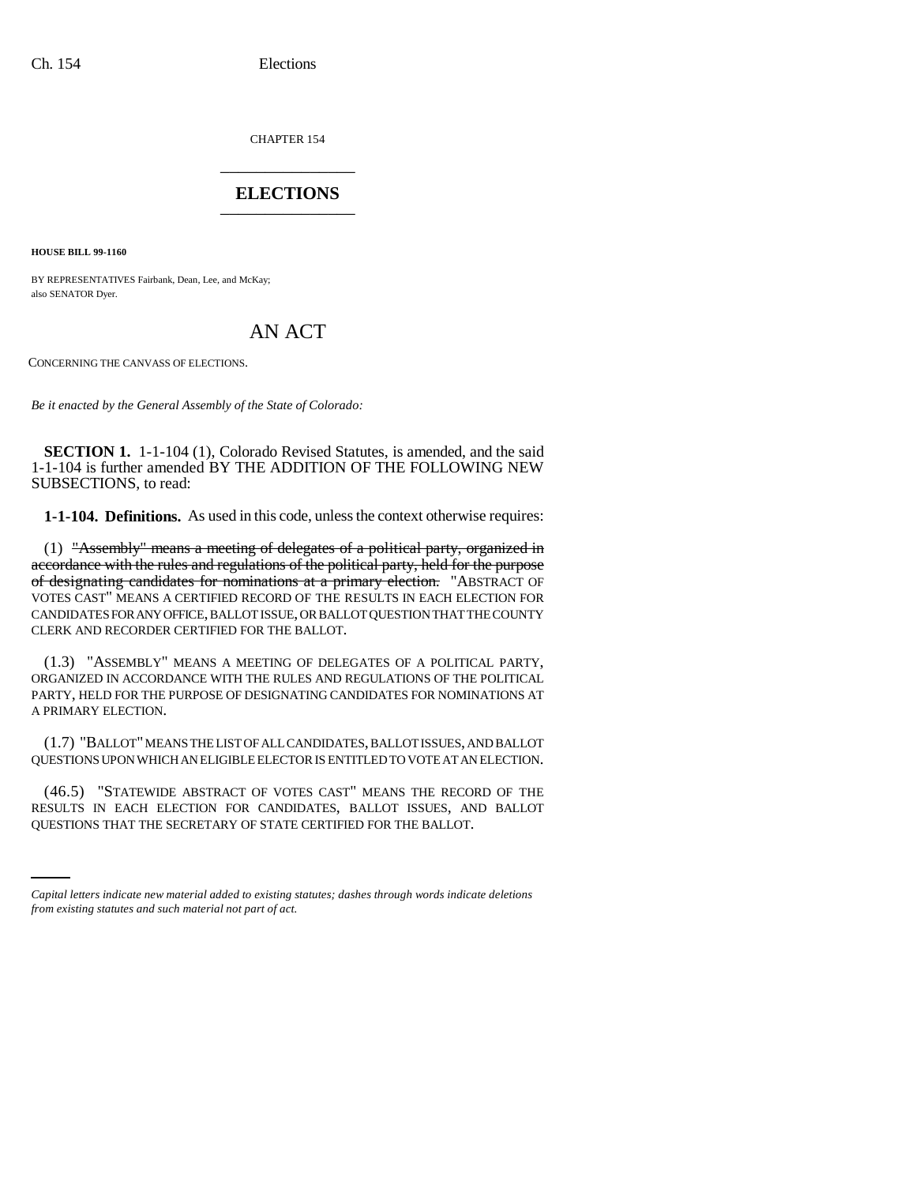CHAPTER 154

# ELECTIONS

**HOUSE BILL 99-1160**

BY REPRESENTATIVES Fairbank, Dean, Lee, and McKay;
also SENATOR Dyer.

# AN ACT

CONCERNING THE CANVASS OF ELECTIONS.

*Be it enacted by the General Assembly of the State of Colorado:*

**SECTION 1.** 1-1-104 (1), Colorado Revised Statutes, is amended, and the said 1-1-104 is further amended BY THE ADDITION OF THE FOLLOWING NEW SUBSECTIONS, to read:

**1-1-104. Definitions.** As used in this code, unless the context otherwise requires:

(1) ~~"Assembly" means a meeting of delegates of a political party, organized in accordance with the rules and regulations of the political party, held for the purpose of designating candidates for nominations at a primary election.~~ "ABSTRACT OF VOTES CAST" MEANS A CERTIFIED RECORD OF THE RESULTS IN EACH ELECTION FOR CANDIDATES FOR ANY OFFICE, BALLOT ISSUE, OR BALLOT QUESTION THAT THE COUNTY CLERK AND RECORDER CERTIFIED FOR THE BALLOT.

(1.3) "ASSEMBLY" MEANS A MEETING OF DELEGATES OF A POLITICAL PARTY, ORGANIZED IN ACCORDANCE WITH THE RULES AND REGULATIONS OF THE POLITICAL PARTY, HELD FOR THE PURPOSE OF DESIGNATING CANDIDATES FOR NOMINATIONS AT A PRIMARY ELECTION.

(1.7) "BALLOT" MEANS THE LIST OF ALL CANDIDATES, BALLOT ISSUES, AND BALLOT QUESTIONS UPON WHICH AN ELIGIBLE ELECTOR IS ENTITLED TO VOTE AT AN ELECTION.

(46.5) "STATEWIDE ABSTRACT OF VOTES CAST" MEANS THE RECORD OF THE RESULTS IN EACH ELECTION FOR CANDIDATES, BALLOT ISSUES, AND BALLOT QUESTIONS THAT THE SECRETARY OF STATE CERTIFIED FOR THE BALLOT.

*Capital letters indicate new material added to existing statutes; dashes through words indicate deletions from existing statutes and such material not part of act.*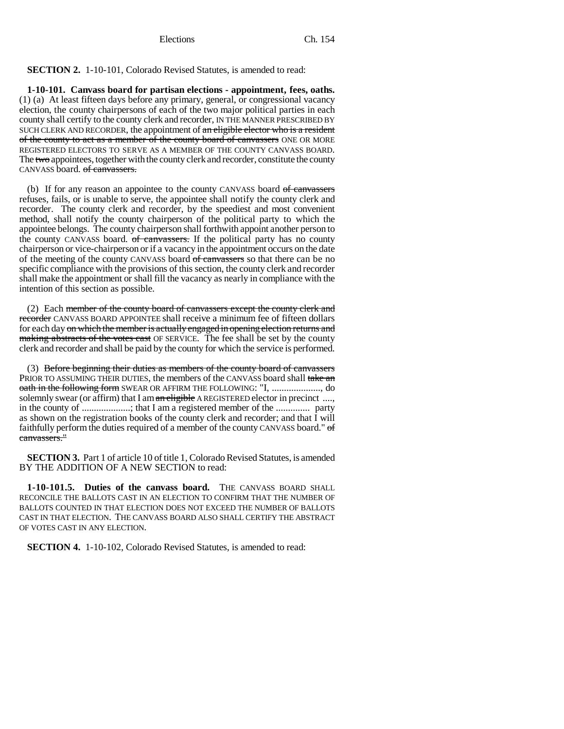**SECTION 2.** 1-10-101, Colorado Revised Statutes, is amended to read:

**1-10-101. Canvass board for partisan elections - appointment, fees, oaths.** (1) (a) At least fifteen days before any primary, general, or congressional vacancy election, the county chairpersons of each of the two major political parties in each county shall certify to the county clerk and recorder, IN THE MANNER PRESCRIBED BY SUCH CLERK AND RECORDER, the appointment of ~~an eligible elector who is a resident of the county to act as a member of the county board of canvassers~~ ONE OR MORE REGISTERED ELECTORS TO SERVE AS A MEMBER OF THE COUNTY CANVASS BOARD. The ~~two~~ appointees, together with the county clerk and recorder, constitute the county CANVASS board. ~~of canvassers.~~

(b) If for any reason an appointee to the county CANVASS board ~~of canvassers~~ refuses, fails, or is unable to serve, the appointee shall notify the county clerk and recorder. The county clerk and recorder, by the speediest and most convenient method, shall notify the county chairperson of the political party to which the appointee belongs. The county chairperson shall forthwith appoint another person to the county CANVASS board. ~~of canvassers.~~ If the political party has no county chairperson or vice-chairperson or if a vacancy in the appointment occurs on the date of the meeting of the county CANVASS board ~~of canvassers~~ so that there can be no specific compliance with the provisions of this section, the county clerk and recorder shall make the appointment or shall fill the vacancy as nearly in compliance with the intention of this section as possible.

(2) Each ~~member of the county board of canvassers except the county clerk and recorder~~ CANVASS BOARD APPOINTEE shall receive a minimum fee of fifteen dollars for each day ~~on which the member is actually engaged in opening election returns and making abstracts of the votes cast~~ OF SERVICE. The fee shall be set by the county clerk and recorder and shall be paid by the county for which the service is performed.

(3) ~~Before beginning their duties as members of the county board of canvassers~~ PRIOR TO ASSUMING THEIR DUTIES, the members of the CANVASS board shall ~~take an oath in the following form~~ SWEAR OR AFFIRM THE FOLLOWING: "I, ...................., do solemnly swear (or affirm) that I am ~~an eligible~~ A REGISTERED elector in precinct ...., in the county of ...................; that I am a registered member of the ............. party as shown on the registration books of the county clerk and recorder; and that I will faithfully perform the duties required of a member of the county CANVASS board." ~~of canvassers."~~

**SECTION 3.** Part 1 of article 10 of title 1, Colorado Revised Statutes, is amended BY THE ADDITION OF A NEW SECTION to read:

**1-10-101.5. Duties of the canvass board.** THE CANVASS BOARD SHALL RECONCILE THE BALLOTS CAST IN AN ELECTION TO CONFIRM THAT THE NUMBER OF BALLOTS COUNTED IN THAT ELECTION DOES NOT EXCEED THE NUMBER OF BALLOTS CAST IN THAT ELECTION. THE CANVASS BOARD ALSO SHALL CERTIFY THE ABSTRACT OF VOTES CAST IN ANY ELECTION.

**SECTION 4.** 1-10-102, Colorado Revised Statutes, is amended to read: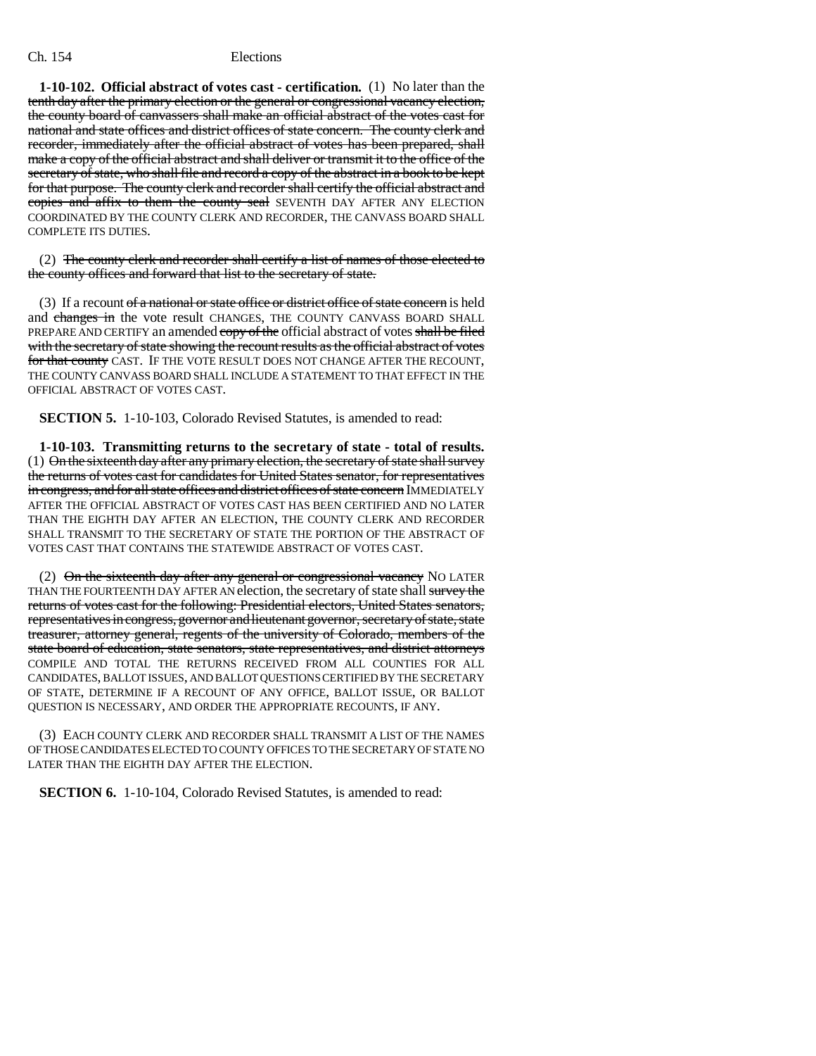**1-10-102. Official abstract of votes cast - certification.** (1) No later than the ~~tenth day after the primary election or the general or congressional vacancy election, the county board of canvassers shall make an official abstract of the votes cast for national and state offices and district offices of state concern. The county clerk and recorder, immediately after the official abstract of votes has been prepared, shall make a copy of the official abstract and shall deliver or transmit it to the office of the secretary of state, who shall file and record a copy of the abstract in a book to be kept for that purpose. The county clerk and recorder shall certify the official abstract and copies and affix to them the county seal~~ SEVENTH DAY AFTER ANY ELECTION COORDINATED BY THE COUNTY CLERK AND RECORDER, THE CANVASS BOARD SHALL COMPLETE ITS DUTIES.

(2) ~~The county clerk and recorder shall certify a list of names of those elected to the county offices and forward that list to the secretary of state.~~

(3) If a recount ~~of a national or state office or district office of state concern~~ is held and ~~changes in~~ the vote result CHANGES, THE COUNTY CANVASS BOARD SHALL PREPARE AND CERTIFY an amended ~~copy of the~~ official abstract of votes ~~shall be filed with the secretary of state showing the recount results as the official abstract of votes for that county~~ CAST. IF THE VOTE RESULT DOES NOT CHANGE AFTER THE RECOUNT, THE COUNTY CANVASS BOARD SHALL INCLUDE A STATEMENT TO THAT EFFECT IN THE OFFICIAL ABSTRACT OF VOTES CAST.

**SECTION 5.** 1-10-103, Colorado Revised Statutes, is amended to read:

**1-10-103. Transmitting returns to the secretary of state - total of results.** (1) ~~On the sixteenth day after any primary election, the secretary of state shall survey the returns of votes cast for candidates for United States senator, for representatives in congress, and for all state offices and district offices of state concern~~ IMMEDIATELY AFTER THE OFFICIAL ABSTRACT OF VOTES CAST HAS BEEN CERTIFIED AND NO LATER THAN THE EIGHTH DAY AFTER AN ELECTION, THE COUNTY CLERK AND RECORDER SHALL TRANSMIT TO THE SECRETARY OF STATE THE PORTION OF THE ABSTRACT OF VOTES CAST THAT CONTAINS THE STATEWIDE ABSTRACT OF VOTES CAST.

(2) ~~On the sixteenth day after any general or congressional vacancy~~ NO LATER THAN THE FOURTEENTH DAY AFTER AN election, the secretary of state shall ~~survey the returns of votes cast for the following: Presidential electors, United States senators, representatives in congress, governor and lieutenant governor, secretary of state, state treasurer, attorney general, regents of the university of Colorado, members of the state board of education, state senators, state representatives, and district attorneys~~ COMPILE AND TOTAL THE RETURNS RECEIVED FROM ALL COUNTIES FOR ALL CANDIDATES, BALLOT ISSUES, AND BALLOT QUESTIONS CERTIFIED BY THE SECRETARY OF STATE, DETERMINE IF A RECOUNT OF ANY OFFICE, BALLOT ISSUE, OR BALLOT QUESTION IS NECESSARY, AND ORDER THE APPROPRIATE RECOUNTS, IF ANY.

(3) EACH COUNTY CLERK AND RECORDER SHALL TRANSMIT A LIST OF THE NAMES OF THOSE CANDIDATES ELECTED TO COUNTY OFFICES TO THE SECRETARY OF STATE NO LATER THAN THE EIGHTH DAY AFTER THE ELECTION.

**SECTION 6.** 1-10-104, Colorado Revised Statutes, is amended to read: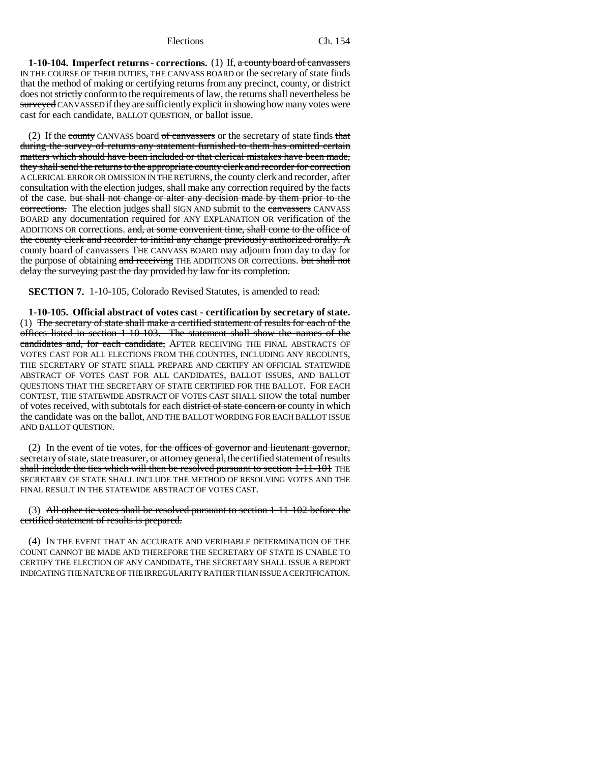**1-10-104. Imperfect returns - corrections.** (1) If, a county board of canvassers IN THE COURSE OF THEIR DUTIES, THE CANVASS BOARD or the secretary of state finds that the method of making or certifying returns from any precinct, county, or district does not strictly conform to the requirements of law, the returns shall nevertheless be surveyed CANVASSED if they are sufficiently explicit in showing how many votes were cast for each candidate, BALLOT QUESTION, or ballot issue.

(2) If the county CANVASS board of canvassers or the secretary of state finds that during the survey of returns any statement furnished to them has omitted certain matters which should have been included or that clerical mistakes have been made, they shall send the returns to the appropriate county clerk and recorder for correction A CLERICAL ERROR OR OMISSION IN THE RETURNS, the county clerk and recorder, after consultation with the election judges, shall make any correction required by the facts of the case. but shall not change or alter any decision made by them prior to the corrections. The election judges shall SIGN AND submit to the canvassers CANVASS BOARD any documentation required for ANY EXPLANATION OR verification of the ADDITIONS OR corrections. and, at some convenient time, shall come to the office of the county clerk and recorder to initial any change previously authorized orally. A county board of canvassers THE CANVASS BOARD may adjourn from day to day for the purpose of obtaining and receiving THE ADDITIONS OR corrections. but shall not delay the surveying past the day provided by law for its completion.

**SECTION 7.** 1-10-105, Colorado Revised Statutes, is amended to read:

**1-10-105. Official abstract of votes cast - certification by secretary of state.** (1) The secretary of state shall make a certified statement of results for each of the offices listed in section 1-10-103. The statement shall show the names of the candidates and, for each candidate, AFTER RECEIVING THE FINAL ABSTRACTS OF VOTES CAST FOR ALL ELECTIONS FROM THE COUNTIES, INCLUDING ANY RECOUNTS, THE SECRETARY OF STATE SHALL PREPARE AND CERTIFY AN OFFICIAL STATEWIDE ABSTRACT OF VOTES CAST FOR ALL CANDIDATES, BALLOT ISSUES, AND BALLOT QUESTIONS THAT THE SECRETARY OF STATE CERTIFIED FOR THE BALLOT. FOR EACH CONTEST, THE STATEWIDE ABSTRACT OF VOTES CAST SHALL SHOW the total number of votes received, with subtotals for each district of state concern or county in which the candidate was on the ballot, AND THE BALLOT WORDING FOR EACH BALLOT ISSUE AND BALLOT QUESTION.

(2) In the event of tie votes, for the offices of governor and lieutenant governor, secretary of state, state treasurer, or attorney general, the certified statement of results shall include the ties which will then be resolved pursuant to section 1-11-101 THE SECRETARY OF STATE SHALL INCLUDE THE METHOD OF RESOLVING VOTES AND THE FINAL RESULT IN THE STATEWIDE ABSTRACT OF VOTES CAST.

(3) All other tie votes shall be resolved pursuant to section 1-11-102 before the certified statement of results is prepared.

(4) IN THE EVENT THAT AN ACCURATE AND VERIFIABLE DETERMINATION OF THE COUNT CANNOT BE MADE AND THEREFORE THE SECRETARY OF STATE IS UNABLE TO CERTIFY THE ELECTION OF ANY CANDIDATE, THE SECRETARY SHALL ISSUE A REPORT INDICATING THE NATURE OF THE IRREGULARITY RATHER THAN ISSUE A CERTIFICATION.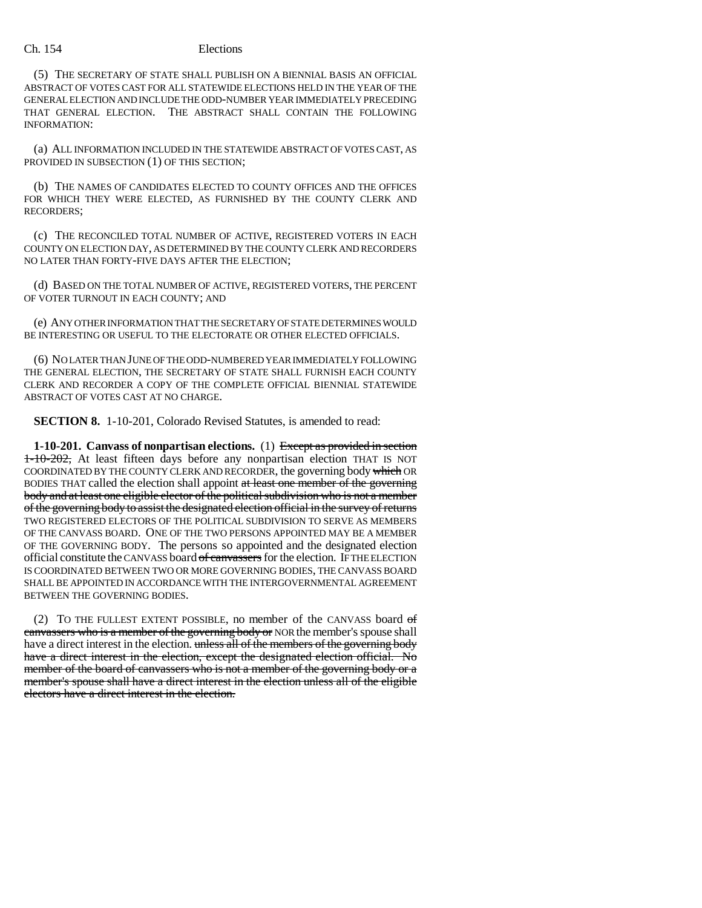(5) THE SECRETARY OF STATE SHALL PUBLISH ON A BIENNIAL BASIS AN OFFICIAL ABSTRACT OF VOTES CAST FOR ALL STATEWIDE ELECTIONS HELD IN THE YEAR OF THE GENERAL ELECTION AND INCLUDE THE ODD-NUMBER YEAR IMMEDIATELY PRECEDING THAT GENERAL ELECTION. THE ABSTRACT SHALL CONTAIN THE FOLLOWING INFORMATION:

(a) ALL INFORMATION INCLUDED IN THE STATEWIDE ABSTRACT OF VOTES CAST, AS PROVIDED IN SUBSECTION (1) OF THIS SECTION;

(b) THE NAMES OF CANDIDATES ELECTED TO COUNTY OFFICES AND THE OFFICES FOR WHICH THEY WERE ELECTED, AS FURNISHED BY THE COUNTY CLERK AND RECORDERS;

(c) THE RECONCILED TOTAL NUMBER OF ACTIVE, REGISTERED VOTERS IN EACH COUNTY ON ELECTION DAY, AS DETERMINED BY THE COUNTY CLERK AND RECORDERS NO LATER THAN FORTY-FIVE DAYS AFTER THE ELECTION;

(d) BASED ON THE TOTAL NUMBER OF ACTIVE, REGISTERED VOTERS, THE PERCENT OF VOTER TURNOUT IN EACH COUNTY; AND

(e) ANY OTHER INFORMATION THAT THE SECRETARY OF STATE DETERMINES WOULD BE INTERESTING OR USEFUL TO THE ELECTORATE OR OTHER ELECTED OFFICIALS.

(6) NO LATER THAN JUNE OF THE ODD-NUMBERED YEAR IMMEDIATELY FOLLOWING THE GENERAL ELECTION, THE SECRETARY OF STATE SHALL FURNISH EACH COUNTY CLERK AND RECORDER A COPY OF THE COMPLETE OFFICIAL BIENNIAL STATEWIDE ABSTRACT OF VOTES CAST AT NO CHARGE.

**SECTION 8.** 1-10-201, Colorado Revised Statutes, is amended to read:

**1-10-201. Canvass of nonpartisan elections.** (1) ~~Except as provided in section 1-10-202,~~ At least fifteen days before any nonpartisan election THAT IS NOT COORDINATED BY THE COUNTY CLERK AND RECORDER, the governing body ~~which~~ OR BODIES THAT called the election shall appoint ~~at least one member of the governing body and at least one eligible elector of the political subdivision who is not a member of the governing body to assist the designated election official in the survey of returns~~ TWO REGISTERED ELECTORS OF THE POLITICAL SUBDIVISION TO SERVE AS MEMBERS OF THE CANVASS BOARD. ONE OF THE TWO PERSONS APPOINTED MAY BE A MEMBER OF THE GOVERNING BODY. The persons so appointed and the designated election official constitute the CANVASS board ~~of canvassers~~ for the election. IF THE ELECTION IS COORDINATED BETWEEN TWO OR MORE GOVERNING BODIES, THE CANVASS BOARD SHALL BE APPOINTED IN ACCORDANCE WITH THE INTERGOVERNMENTAL AGREEMENT BETWEEN THE GOVERNING BODIES.

(2) TO THE FULLEST EXTENT POSSIBLE, no member of the CANVASS board ~~of canvassers who is a member of the governing body or~~ NOR the member's spouse shall have a direct interest in the election. ~~unless all of the members of the governing body have a direct interest in the election, except the designated election official. No member of the board of canvassers who is not a member of the governing body or a member's spouse shall have a direct interest in the election unless all of the eligible electors have a direct interest in the election.~~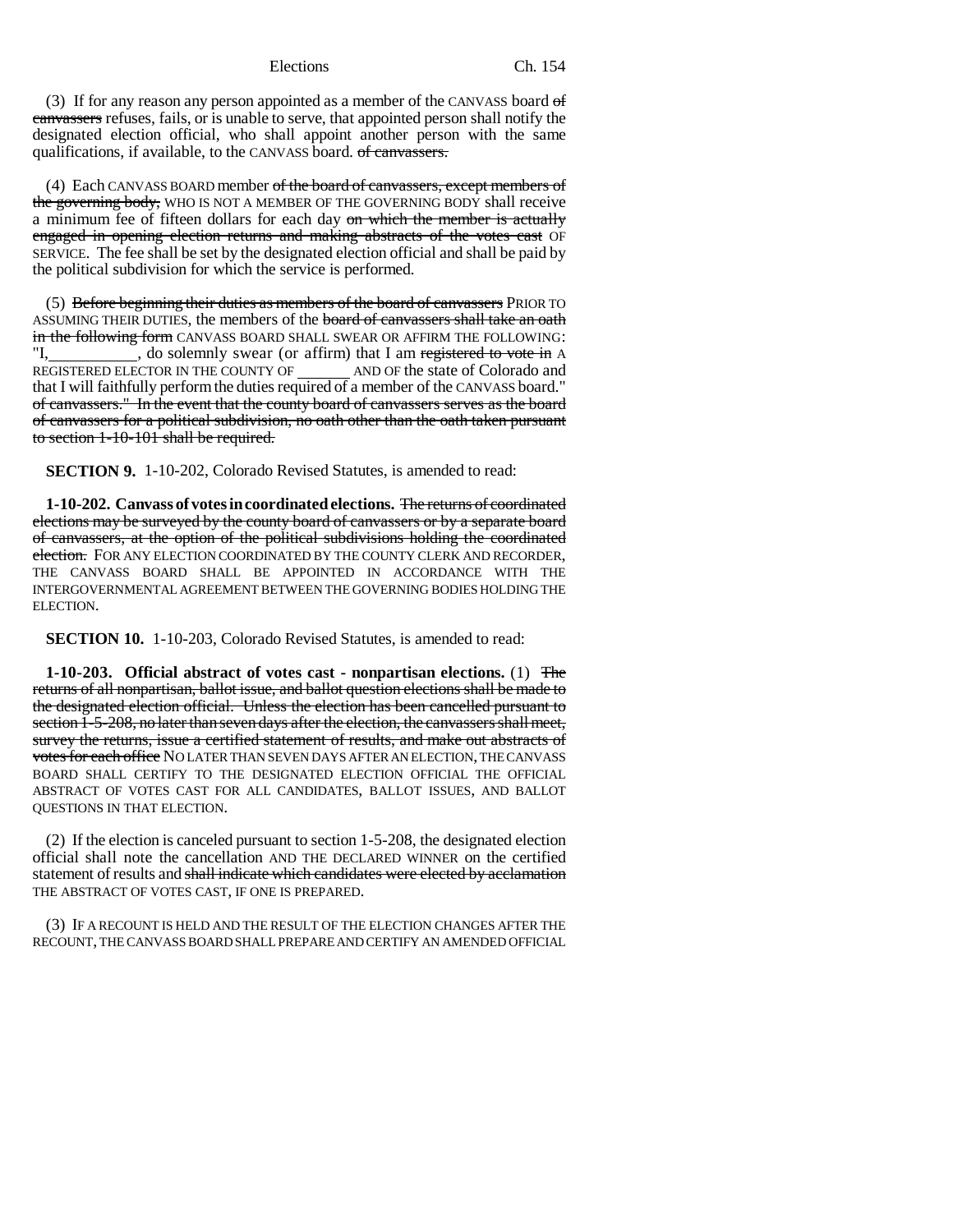(3) If for any reason any person appointed as a member of the CANVASS board ~~of canvassers~~ refuses, fails, or is unable to serve, that appointed person shall notify the designated election official, who shall appoint another person with the same qualifications, if available, to the CANVASS board. ~~of canvassers.~~

(4) Each CANVASS BOARD member ~~of the board of canvassers, except members of the governing body,~~ WHO IS NOT A MEMBER OF THE GOVERNING BODY shall receive a minimum fee of fifteen dollars for each day ~~on which the member is actually engaged in opening election returns and making abstracts of the votes cast~~ OF SERVICE. The fee shall be set by the designated election official and shall be paid by the political subdivision for which the service is performed.

(5) ~~Before beginning their duties as members of the board of canvassers~~ PRIOR TO ASSUMING THEIR DUTIES, the members of the ~~board of canvassers shall take an oath in the following form~~ CANVASS BOARD SHALL SWEAR OR AFFIRM THE FOLLOWING: "I,\_\_\_\_\_\_\_\_\_\_\_, do solemnly swear (or affirm) that I am ~~registered to vote in~~ A REGISTERED ELECTOR IN THE COUNTY OF \_\_\_\_\_\_\_ AND OF the state of Colorado and that I will faithfully perform the duties required of a member of the CANVASS board." ~~of canvassers." In the event that the county board of canvassers serves as the board of canvassers for a political subdivision, no oath other than the oath taken pursuant to section 1-10-101 shall be required.~~

**SECTION 9.** 1-10-202, Colorado Revised Statutes, is amended to read:

**1-10-202. Canvass of votes in coordinated elections.** ~~The returns of coordinated elections may be surveyed by the county board of canvassers or by a separate board of canvassers, at the option of the political subdivisions holding the coordinated election.~~ FOR ANY ELECTION COORDINATED BY THE COUNTY CLERK AND RECORDER, THE CANVASS BOARD SHALL BE APPOINTED IN ACCORDANCE WITH THE INTERGOVERNMENTAL AGREEMENT BETWEEN THE GOVERNING BODIES HOLDING THE ELECTION.

**SECTION 10.** 1-10-203, Colorado Revised Statutes, is amended to read:

**1-10-203. Official abstract of votes cast - nonpartisan elections.** (1) ~~The returns of all nonpartisan, ballot issue, and ballot question elections shall be made to the designated election official. Unless the election has been cancelled pursuant to section 1-5-208, no later than seven days after the election, the canvassers shall meet, survey the returns, issue a certified statement of results, and make out abstracts of votes for each office~~ NO LATER THAN SEVEN DAYS AFTER AN ELECTION, THE CANVASS BOARD SHALL CERTIFY TO THE DESIGNATED ELECTION OFFICIAL THE OFFICIAL ABSTRACT OF VOTES CAST FOR ALL CANDIDATES, BALLOT ISSUES, AND BALLOT QUESTIONS IN THAT ELECTION.

(2) If the election is canceled pursuant to section 1-5-208, the designated election official shall note the cancellation AND THE DECLARED WINNER on the certified statement of results and ~~shall indicate which candidates were elected by acclamation~~ THE ABSTRACT OF VOTES CAST, IF ONE IS PREPARED.

(3) IF A RECOUNT IS HELD AND THE RESULT OF THE ELECTION CHANGES AFTER THE RECOUNT, THE CANVASS BOARD SHALL PREPARE AND CERTIFY AN AMENDED OFFICIAL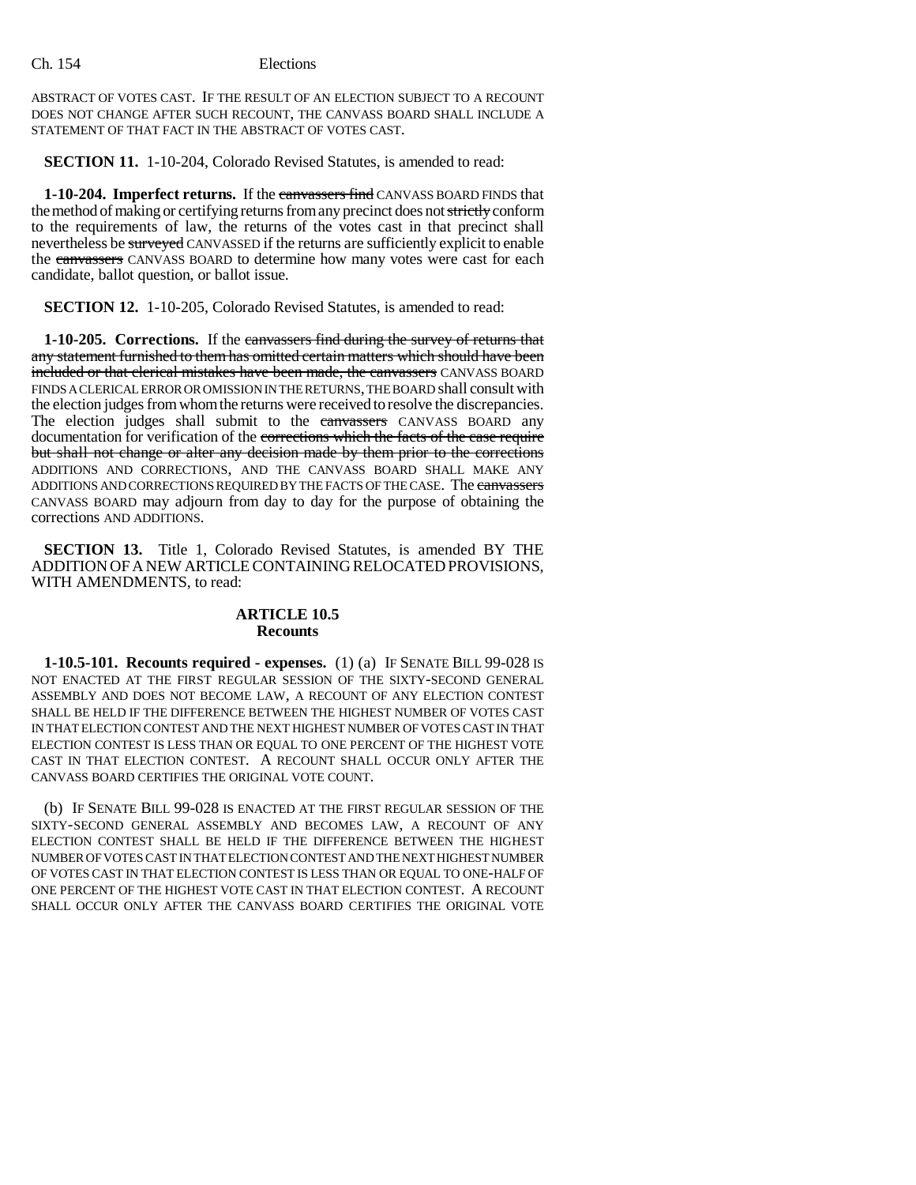ABSTRACT OF VOTES CAST. IF THE RESULT OF AN ELECTION SUBJECT TO A RECOUNT DOES NOT CHANGE AFTER SUCH RECOUNT, THE CANVASS BOARD SHALL INCLUDE A STATEMENT OF THAT FACT IN THE ABSTRACT OF VOTES CAST.

**SECTION 11.** 1-10-204, Colorado Revised Statutes, is amended to read:

**1-10-204. Imperfect returns.** If the ~~canvassers find~~ CANVASS BOARD FINDS that the method of making or certifying returns from any precinct does not ~~strictly~~ conform to the requirements of law, the returns of the votes cast in that precinct shall nevertheless be ~~surveyed~~ CANVASSED if the returns are sufficiently explicit to enable the ~~canvassers~~ CANVASS BOARD to determine how many votes were cast for each candidate, ballot question, or ballot issue.

**SECTION 12.** 1-10-205, Colorado Revised Statutes, is amended to read:

**1-10-205. Corrections.** If the ~~canvassers find during the survey of returns that any statement furnished to them has omitted certain matters which should have been included or that clerical mistakes have been made, the canvassers~~ CANVASS BOARD FINDS A CLERICAL ERROR OR OMISSION IN THE RETURNS, THE BOARD shall consult with the election judges from whom the returns were received to resolve the discrepancies. The election judges shall submit to the ~~canvassers~~ CANVASS BOARD any documentation for verification of the ~~corrections which the facts of the case require but shall not change or alter any decision made by them prior to the corrections~~ ADDITIONS AND CORRECTIONS, AND THE CANVASS BOARD SHALL MAKE ANY ADDITIONS AND CORRECTIONS REQUIRED BY THE FACTS OF THE CASE. The ~~canvassers~~ CANVASS BOARD may adjourn from day to day for the purpose of obtaining the corrections AND ADDITIONS.

**SECTION 13.** Title 1, Colorado Revised Statutes, is amended BY THE ADDITION OF A NEW ARTICLE CONTAINING RELOCATED PROVISIONS, WITH AMENDMENTS, to read:

## ARTICLE 10.5
## Recounts

**1-10.5-101. Recounts required - expenses.** (1) (a) IF SENATE BILL 99-028 IS NOT ENACTED AT THE FIRST REGULAR SESSION OF THE SIXTY-SECOND GENERAL ASSEMBLY AND DOES NOT BECOME LAW, A RECOUNT OF ANY ELECTION CONTEST SHALL BE HELD IF THE DIFFERENCE BETWEEN THE HIGHEST NUMBER OF VOTES CAST IN THAT ELECTION CONTEST AND THE NEXT HIGHEST NUMBER OF VOTES CAST IN THAT ELECTION CONTEST IS LESS THAN OR EQUAL TO ONE PERCENT OF THE HIGHEST VOTE CAST IN THAT ELECTION CONTEST. A RECOUNT SHALL OCCUR ONLY AFTER THE CANVASS BOARD CERTIFIES THE ORIGINAL VOTE COUNT.

(b) IF SENATE BILL 99-028 IS ENACTED AT THE FIRST REGULAR SESSION OF THE SIXTY-SECOND GENERAL ASSEMBLY AND BECOMES LAW, A RECOUNT OF ANY ELECTION CONTEST SHALL BE HELD IF THE DIFFERENCE BETWEEN THE HIGHEST NUMBER OF VOTES CAST IN THAT ELECTION CONTEST AND THE NEXT HIGHEST NUMBER OF VOTES CAST IN THAT ELECTION CONTEST IS LESS THAN OR EQUAL TO ONE-HALF OF ONE PERCENT OF THE HIGHEST VOTE CAST IN THAT ELECTION CONTEST. A RECOUNT SHALL OCCUR ONLY AFTER THE CANVASS BOARD CERTIFIES THE ORIGINAL VOTE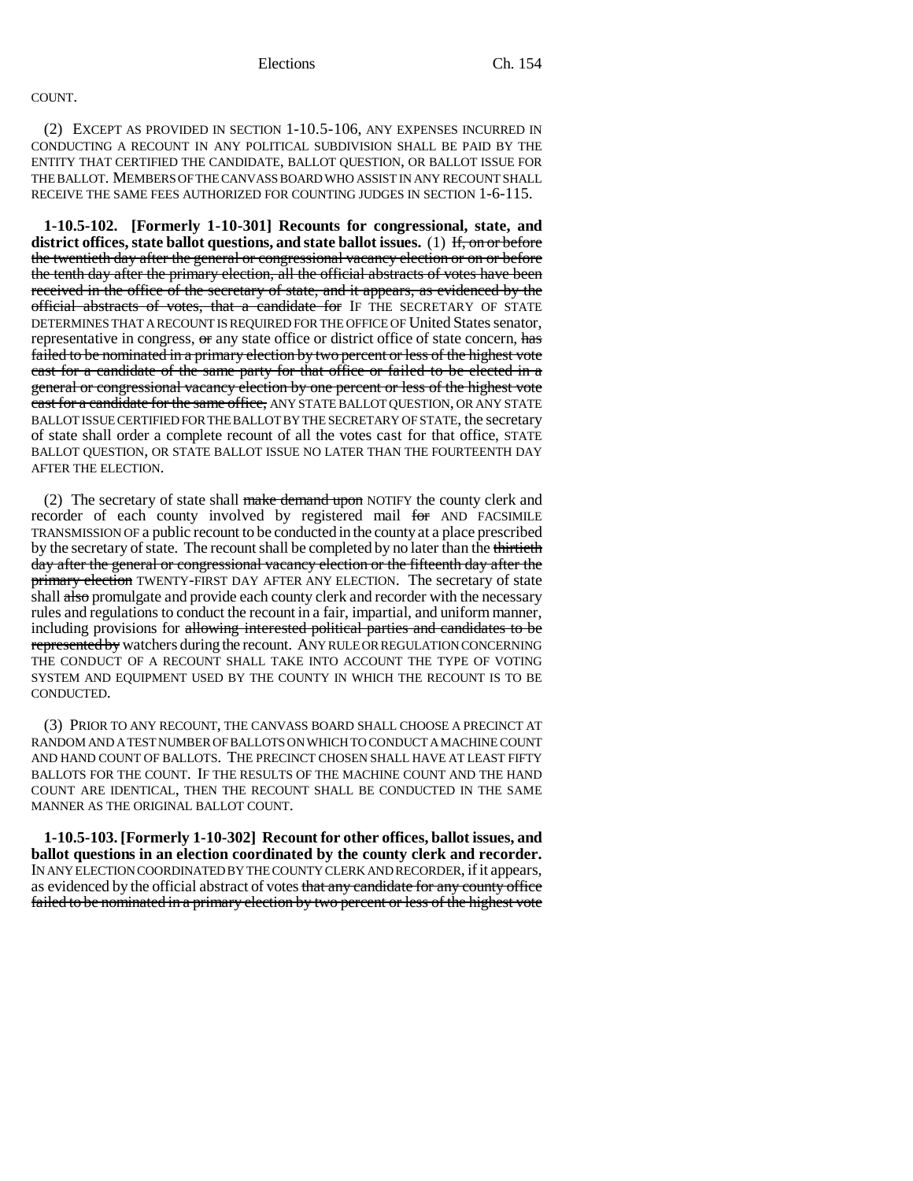COUNT.

(2) EXCEPT AS PROVIDED IN SECTION 1-10.5-106, ANY EXPENSES INCURRED IN CONDUCTING A RECOUNT IN ANY POLITICAL SUBDIVISION SHALL BE PAID BY THE ENTITY THAT CERTIFIED THE CANDIDATE, BALLOT QUESTION, OR BALLOT ISSUE FOR THE BALLOT. MEMBERS OF THE CANVASS BOARD WHO ASSIST IN ANY RECOUNT SHALL RECEIVE THE SAME FEES AUTHORIZED FOR COUNTING JUDGES IN SECTION 1-6-115.

**1-10.5-102. [Formerly 1-10-301] Recounts for congressional, state, and district offices, state ballot questions, and state ballot issues.** (1) ~~If, on or before the twentieth day after the general or congressional vacancy election or on or before the tenth day after the primary election, all the official abstracts of votes have been received in the office of the secretary of state, and it appears, as evidenced by the official abstracts of votes, that a candidate for~~ IF THE SECRETARY OF STATE DETERMINES THAT A RECOUNT IS REQUIRED FOR THE OFFICE OF United States senator, representative in congress, ~~or~~ any state office or district office of state concern, ~~has failed to be nominated in a primary election by two percent or less of the highest vote cast for a candidate of the same party for that office or failed to be elected in a general or congressional vacancy election by one percent or less of the highest vote cast for a candidate for the same office,~~ ANY STATE BALLOT QUESTION, OR ANY STATE BALLOT ISSUE CERTIFIED FOR THE BALLOT BY THE SECRETARY OF STATE, the secretary of state shall order a complete recount of all the votes cast for that office, STATE BALLOT QUESTION, OR STATE BALLOT ISSUE NO LATER THAN THE FOURTEENTH DAY AFTER THE ELECTION.

(2) The secretary of state shall ~~make demand upon~~ NOTIFY the county clerk and recorder of each county involved by registered mail ~~for~~ AND FACSIMILE TRANSMISSION OF a public recount to be conducted in the county at a place prescribed by the secretary of state. The recount shall be completed by no later than the ~~thirtieth day after the general or congressional vacancy election or the fifteenth day after the primary election~~ TWENTY-FIRST DAY AFTER ANY ELECTION. The secretary of state shall ~~also~~ promulgate and provide each county clerk and recorder with the necessary rules and regulations to conduct the recount in a fair, impartial, and uniform manner, including provisions for ~~allowing interested political parties and candidates to be represented by~~ watchers during the recount. ANY RULE OR REGULATION CONCERNING THE CONDUCT OF A RECOUNT SHALL TAKE INTO ACCOUNT THE TYPE OF VOTING SYSTEM AND EQUIPMENT USED BY THE COUNTY IN WHICH THE RECOUNT IS TO BE CONDUCTED.

(3) PRIOR TO ANY RECOUNT, THE CANVASS BOARD SHALL CHOOSE A PRECINCT AT RANDOM AND A TEST NUMBER OF BALLOTS ON WHICH TO CONDUCT A MACHINE COUNT AND HAND COUNT OF BALLOTS. THE PRECINCT CHOSEN SHALL HAVE AT LEAST FIFTY BALLOTS FOR THE COUNT. IF THE RESULTS OF THE MACHINE COUNT AND THE HAND COUNT ARE IDENTICAL, THEN THE RECOUNT SHALL BE CONDUCTED IN THE SAME MANNER AS THE ORIGINAL BALLOT COUNT.

**1-10.5-103. [Formerly 1-10-302] Recount for other offices, ballot issues, and ballot questions in an election coordinated by the county clerk and recorder.** IN ANY ELECTION COORDINATED BY THE COUNTY CLERK AND RECORDER, if it appears, as evidenced by the official abstract of votes ~~that any candidate for any county office failed to be nominated in a primary election by two percent or less of the highest vote~~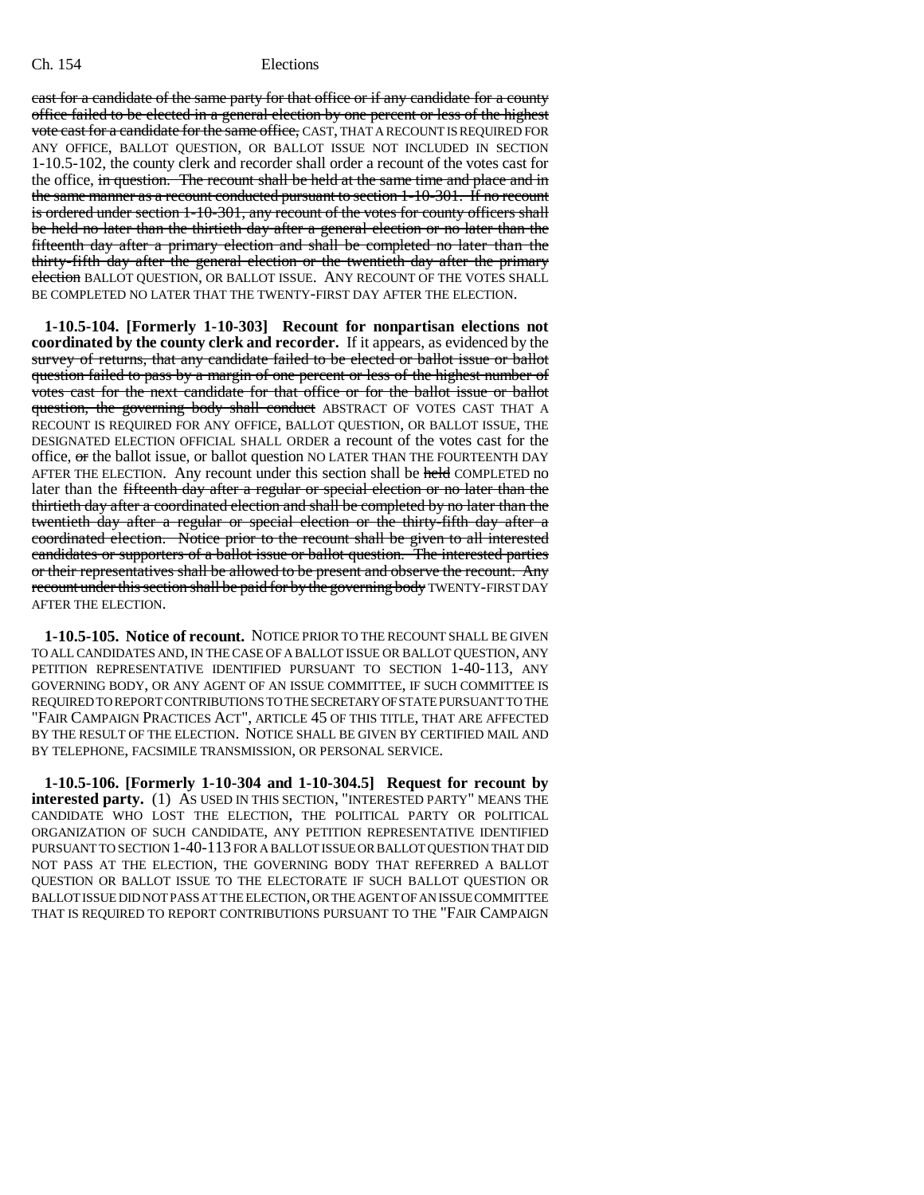cast for a candidate of the same party for that office or if any candidate for a county office failed to be elected in a general election by one percent or less of the highest vote cast for a candidate for the same office, CAST, THAT A RECOUNT IS REQUIRED FOR ANY OFFICE, BALLOT QUESTION, OR BALLOT ISSUE NOT INCLUDED IN SECTION 1-10.5-102, the county clerk and recorder shall order a recount of the votes cast for the office, in question. The recount shall be held at the same time and place and in the same manner as a recount conducted pursuant to section 1-10-301. If no recount is ordered under section 1-10-301, any recount of the votes for county officers shall be held no later than the thirtieth day after a general election or no later than the fifteenth day after a primary election and shall be completed no later than the thirty-fifth day after the general election or the twentieth day after the primary election BALLOT QUESTION, OR BALLOT ISSUE. ANY RECOUNT OF THE VOTES SHALL BE COMPLETED NO LATER THAT THE TWENTY-FIRST DAY AFTER THE ELECTION.

**1-10.5-104. [Formerly 1-10-303] Recount for nonpartisan elections not coordinated by the county clerk and recorder.** If it appears, as evidenced by the survey of returns, that any candidate failed to be elected or ballot issue or ballot question failed to pass by a margin of one percent or less of the highest number of votes cast for the next candidate for that office or for the ballot issue or ballot question, the governing body shall conduct ABSTRACT OF VOTES CAST THAT A RECOUNT IS REQUIRED FOR ANY OFFICE, BALLOT QUESTION, OR BALLOT ISSUE, THE DESIGNATED ELECTION OFFICIAL SHALL ORDER a recount of the votes cast for the office, or the ballot issue, or ballot question NO LATER THAN THE FOURTEENTH DAY AFTER THE ELECTION. Any recount under this section shall be held COMPLETED no later than the fifteenth day after a regular or special election or no later than the thirtieth day after a coordinated election and shall be completed by no later than the twentieth day after a regular or special election or the thirty-fifth day after a coordinated election. Notice prior to the recount shall be given to all interested candidates or supporters of a ballot issue or ballot question. The interested parties or their representatives shall be allowed to be present and observe the recount. Any recount under this section shall be paid for by the governing body TWENTY-FIRST DAY AFTER THE ELECTION.

**1-10.5-105. Notice of recount.** NOTICE PRIOR TO THE RECOUNT SHALL BE GIVEN TO ALL CANDIDATES AND, IN THE CASE OF A BALLOT ISSUE OR BALLOT QUESTION, ANY PETITION REPRESENTATIVE IDENTIFIED PURSUANT TO SECTION 1-40-113, ANY GOVERNING BODY, OR ANY AGENT OF AN ISSUE COMMITTEE, IF SUCH COMMITTEE IS REQUIRED TO REPORT CONTRIBUTIONS TO THE SECRETARY OF STATE PURSUANT TO THE "FAIR CAMPAIGN PRACTICES ACT", ARTICLE 45 OF THIS TITLE, THAT ARE AFFECTED BY THE RESULT OF THE ELECTION. NOTICE SHALL BE GIVEN BY CERTIFIED MAIL AND BY TELEPHONE, FACSIMILE TRANSMISSION, OR PERSONAL SERVICE.

**1-10.5-106. [Formerly 1-10-304 and 1-10-304.5] Request for recount by interested party.** (1) AS USED IN THIS SECTION, "INTERESTED PARTY" MEANS THE CANDIDATE WHO LOST THE ELECTION, THE POLITICAL PARTY OR POLITICAL ORGANIZATION OF SUCH CANDIDATE, ANY PETITION REPRESENTATIVE IDENTIFIED PURSUANT TO SECTION 1-40-113 FOR A BALLOT ISSUE OR BALLOT QUESTION THAT DID NOT PASS AT THE ELECTION, THE GOVERNING BODY THAT REFERRED A BALLOT QUESTION OR BALLOT ISSUE TO THE ELECTORATE IF SUCH BALLOT QUESTION OR BALLOT ISSUE DID NOT PASS AT THE ELECTION, OR THE AGENT OF AN ISSUE COMMITTEE THAT IS REQUIRED TO REPORT CONTRIBUTIONS PURSUANT TO THE "FAIR CAMPAIGN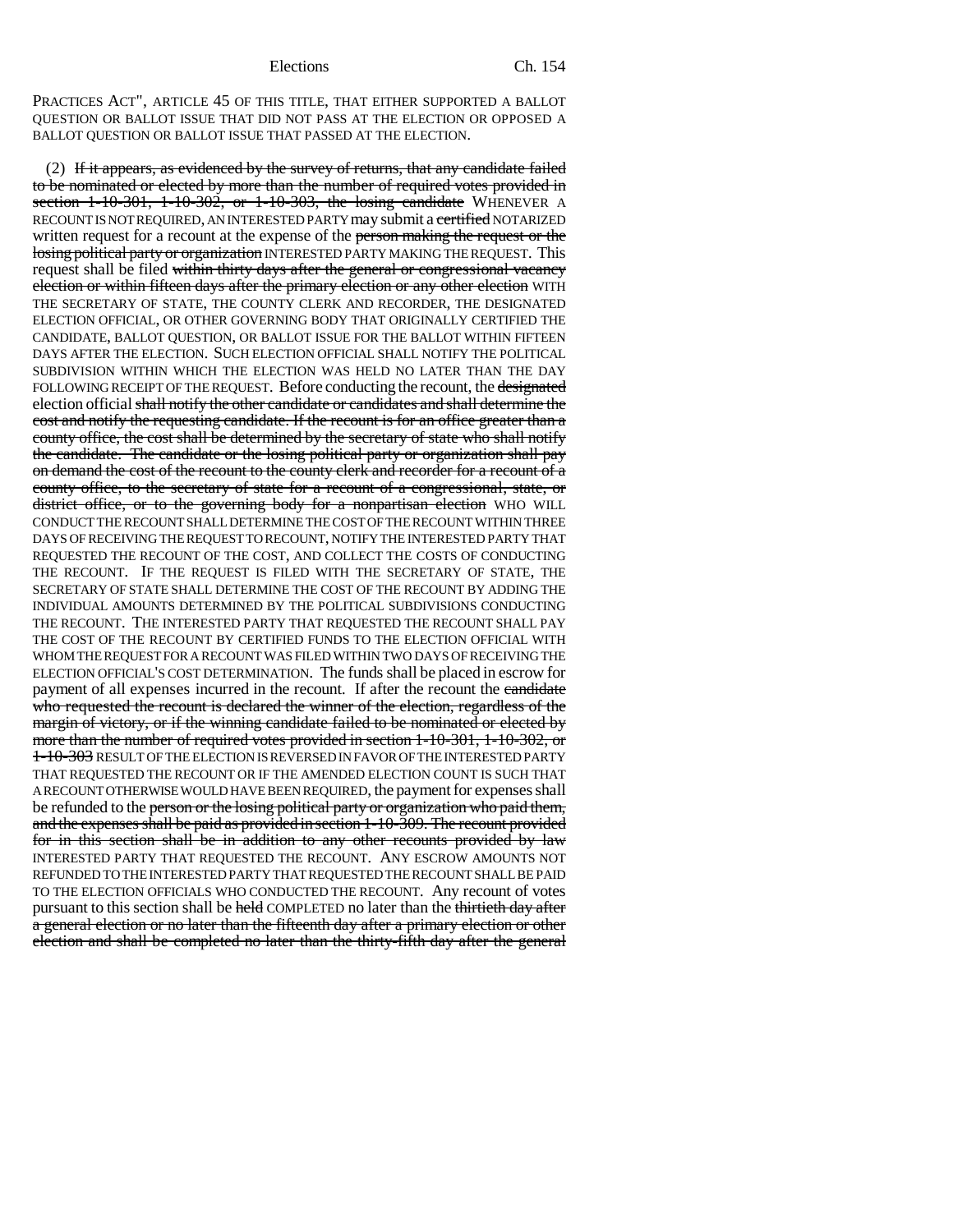PRACTICES ACT", ARTICLE 45 OF THIS TITLE, THAT EITHER SUPPORTED A BALLOT QUESTION OR BALLOT ISSUE THAT DID NOT PASS AT THE ELECTION OR OPPOSED A BALLOT QUESTION OR BALLOT ISSUE THAT PASSED AT THE ELECTION.

(2) ~~If it appears, as evidenced by the survey of returns, that any candidate failed to be nominated or elected by more than the number of required votes provided in section 1-10-301, 1-10-302, or 1-10-303, the losing candidate~~ WHENEVER A RECOUNT IS NOT REQUIRED, AN INTERESTED PARTY may submit a ~~certified~~ NOTARIZED written request for a recount at the expense of the ~~person making the request or the losing political party or organization~~ INTERESTED PARTY MAKING THE REQUEST. This request shall be filed ~~within thirty days after the general or congressional vacancy election or within fifteen days after the primary election or any other election~~ WITH THE SECRETARY OF STATE, THE COUNTY CLERK AND RECORDER, THE DESIGNATED ELECTION OFFICIAL, OR OTHER GOVERNING BODY THAT ORIGINALLY CERTIFIED THE CANDIDATE, BALLOT QUESTION, OR BALLOT ISSUE FOR THE BALLOT WITHIN FIFTEEN DAYS AFTER THE ELECTION. SUCH ELECTION OFFICIAL SHALL NOTIFY THE POLITICAL SUBDIVISION WITHIN WHICH THE ELECTION WAS HELD NO LATER THAN THE DAY FOLLOWING RECEIPT OF THE REQUEST. Before conducting the recount, the ~~designated~~ election official ~~shall notify the other candidate or candidates and shall determine the cost and notify the requesting candidate. If the recount is for an office greater than a county office, the cost shall be determined by the secretary of state who shall notify the candidate. The candidate or the losing political party or organization shall pay on demand the cost of the recount to the county clerk and recorder for a recount of a county office, to the secretary of state for a recount of a congressional, state, or district office, or to the governing body for a nonpartisan election~~ WHO WILL CONDUCT THE RECOUNT SHALL DETERMINE THE COST OF THE RECOUNT WITHIN THREE DAYS OF RECEIVING THE REQUEST TO RECOUNT, NOTIFY THE INTERESTED PARTY THAT REQUESTED THE RECOUNT OF THE COST, AND COLLECT THE COSTS OF CONDUCTING THE RECOUNT. IF THE REQUEST IS FILED WITH THE SECRETARY OF STATE, THE SECRETARY OF STATE SHALL DETERMINE THE COST OF THE RECOUNT BY ADDING THE INDIVIDUAL AMOUNTS DETERMINED BY THE POLITICAL SUBDIVISIONS CONDUCTING THE RECOUNT. THE INTERESTED PARTY THAT REQUESTED THE RECOUNT SHALL PAY THE COST OF THE RECOUNT BY CERTIFIED FUNDS TO THE ELECTION OFFICIAL WITH WHOM THE REQUEST FOR A RECOUNT WAS FILED WITHIN TWO DAYS OF RECEIVING THE ELECTION OFFICIAL'S COST DETERMINATION. The funds shall be placed in escrow for payment of all expenses incurred in the recount. If after the recount the ~~candidate who requested the recount is declared the winner of the election, regardless of the margin of victory, or if the winning candidate failed to be nominated or elected by more than the number of required votes provided in section 1-10-301, 1-10-302, or 1-10-303~~ RESULT OF THE ELECTION IS REVERSED IN FAVOR OF THE INTERESTED PARTY THAT REQUESTED THE RECOUNT OR IF THE AMENDED ELECTION COUNT IS SUCH THAT A RECOUNT OTHERWISE WOULD HAVE BEEN REQUIRED, the payment for expenses shall be refunded to the ~~person or the losing political party or organization who paid them, and the expenses shall be paid as provided in section 1-10-309. The recount provided for in this section shall be in addition to any other recounts provided by law~~ INTERESTED PARTY THAT REQUESTED THE RECOUNT. ANY ESCROW AMOUNTS NOT REFUNDED TO THE INTERESTED PARTY THAT REQUESTED THE RECOUNT SHALL BE PAID TO THE ELECTION OFFICIALS WHO CONDUCTED THE RECOUNT. Any recount of votes pursuant to this section shall be ~~held~~ COMPLETED no later than the ~~thirtieth day after a general election or no later than the fifteenth day after a primary election or other election and shall be completed no later than the thirty-fifth day after the general~~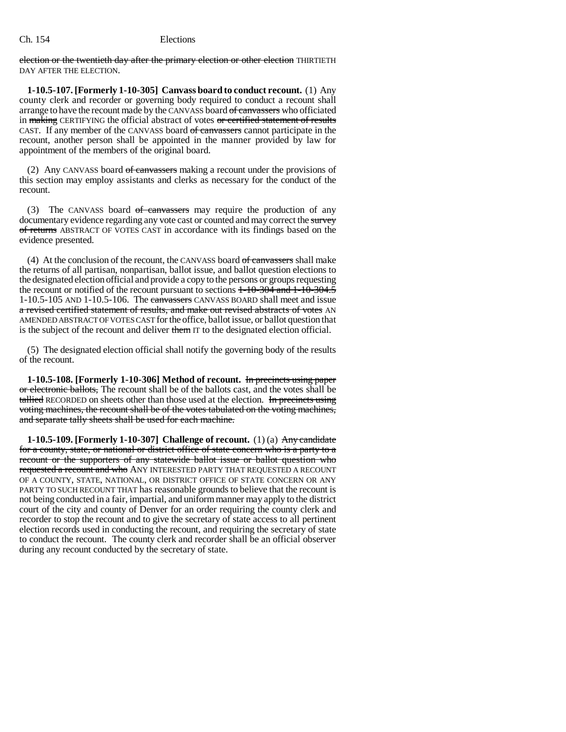election or the twentieth day after the primary election or other election THIRTIETH DAY AFTER THE ELECTION.

**1-10.5-107. [Formerly 1-10-305] Canvass board to conduct recount.** (1) Any county clerk and recorder or governing body required to conduct a recount shall arrange to have the recount made by the CANVASS board ~~of canvassers~~ who officiated in ~~making~~ CERTIFYING the official abstract of votes ~~or certified statement of results~~ CAST. If any member of the CANVASS board ~~of canvassers~~ cannot participate in the recount, another person shall be appointed in the manner provided by law for appointment of the members of the original board.

(2) Any CANVASS board ~~of canvassers~~ making a recount under the provisions of this section may employ assistants and clerks as necessary for the conduct of the recount.

(3) The CANVASS board ~~of canvassers~~ may require the production of any documentary evidence regarding any vote cast or counted and may correct the ~~survey of returns~~ ABSTRACT OF VOTES CAST in accordance with its findings based on the evidence presented.

(4) At the conclusion of the recount, the CANVASS board ~~of canvassers~~ shall make the returns of all partisan, nonpartisan, ballot issue, and ballot question elections to the designated election official and provide a copy to the persons or groups requesting the recount or notified of the recount pursuant to sections ~~1-10-304 and 1-10-304.5~~ 1-10.5-105 AND 1-10.5-106. The ~~canvassers~~ CANVASS BOARD shall meet and issue ~~a revised certified statement of results, and make out revised abstracts of votes~~ AN AMENDED ABSTRACT OF VOTES CAST for the office, ballot issue, or ballot question that is the subject of the recount and deliver ~~them~~ IT to the designated election official.

(5) The designated election official shall notify the governing body of the results of the recount.

**1-10.5-108. [Formerly 1-10-306] Method of recount.** ~~In precincts using paper or electronic ballots,~~ The recount shall be of the ballots cast, and the votes shall be ~~tallied~~ RECORDED on sheets other than those used at the election. ~~In precincts using voting machines, the recount shall be of the votes tabulated on the voting machines, and separate tally sheets shall be used for each machine.~~

**1-10.5-109. [Formerly 1-10-307] Challenge of recount.** (1) (a) ~~Any candidate for a county, state, or national or district office of state concern who is a party to a recount or the supporters of any statewide ballot issue or ballot question who requested a recount and who~~ ANY INTERESTED PARTY THAT REQUESTED A RECOUNT OF A COUNTY, STATE, NATIONAL, OR DISTRICT OFFICE OF STATE CONCERN OR ANY PARTY TO SUCH RECOUNT THAT has reasonable grounds to believe that the recount is not being conducted in a fair, impartial, and uniform manner may apply to the district court of the city and county of Denver for an order requiring the county clerk and recorder to stop the recount and to give the secretary of state access to all pertinent election records used in conducting the recount, and requiring the secretary of state to conduct the recount. The county clerk and recorder shall be an official observer during any recount conducted by the secretary of state.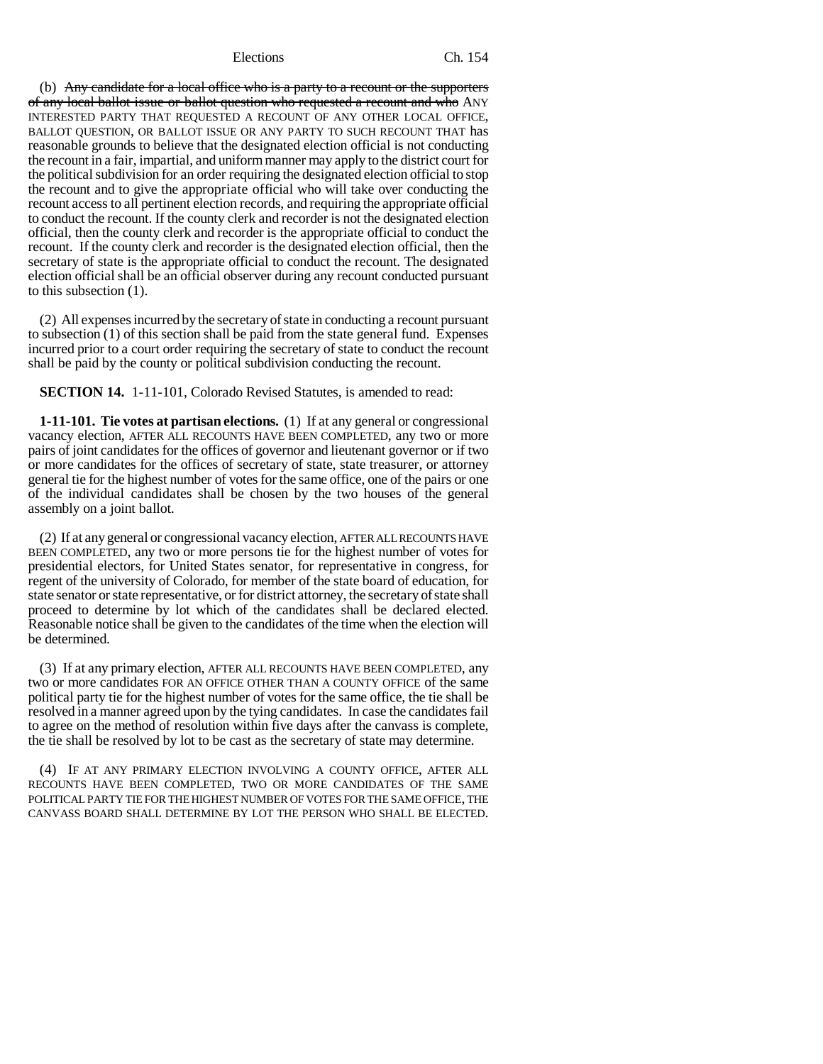(b) ~~Any candidate for a local office who is a party to a recount or the supporters of any local ballot issue or ballot question who requested a recount and who~~ ANY INTERESTED PARTY THAT REQUESTED A RECOUNT OF ANY OTHER LOCAL OFFICE, BALLOT QUESTION, OR BALLOT ISSUE OR ANY PARTY TO SUCH RECOUNT THAT has reasonable grounds to believe that the designated election official is not conducting the recount in a fair, impartial, and uniform manner may apply to the district court for the political subdivision for an order requiring the designated election official to stop the recount and to give the appropriate official who will take over conducting the recount access to all pertinent election records, and requiring the appropriate official to conduct the recount. If the county clerk and recorder is not the designated election official, then the county clerk and recorder is the appropriate official to conduct the recount. If the county clerk and recorder is the designated election official, then the secretary of state is the appropriate official to conduct the recount. The designated election official shall be an official observer during any recount conducted pursuant to this subsection (1).

(2) All expenses incurred by the secretary of state in conducting a recount pursuant to subsection (1) of this section shall be paid from the state general fund. Expenses incurred prior to a court order requiring the secretary of state to conduct the recount shall be paid by the county or political subdivision conducting the recount.

**SECTION 14.** 1-11-101, Colorado Revised Statutes, is amended to read:

**1-11-101. Tie votes at partisan elections.** (1) If at any general or congressional vacancy election, AFTER ALL RECOUNTS HAVE BEEN COMPLETED, any two or more pairs of joint candidates for the offices of governor and lieutenant governor or if two or more candidates for the offices of secretary of state, state treasurer, or attorney general tie for the highest number of votes for the same office, one of the pairs or one of the individual candidates shall be chosen by the two houses of the general assembly on a joint ballot.

(2) If at any general or congressional vacancy election, AFTER ALL RECOUNTS HAVE BEEN COMPLETED, any two or more persons tie for the highest number of votes for presidential electors, for United States senator, for representative in congress, for regent of the university of Colorado, for member of the state board of education, for state senator or state representative, or for district attorney, the secretary of state shall proceed to determine by lot which of the candidates shall be declared elected. Reasonable notice shall be given to the candidates of the time when the election will be determined.

(3) If at any primary election, AFTER ALL RECOUNTS HAVE BEEN COMPLETED, any two or more candidates FOR AN OFFICE OTHER THAN A COUNTY OFFICE of the same political party tie for the highest number of votes for the same office, the tie shall be resolved in a manner agreed upon by the tying candidates. In case the candidates fail to agree on the method of resolution within five days after the canvass is complete, the tie shall be resolved by lot to be cast as the secretary of state may determine.

(4) IF AT ANY PRIMARY ELECTION INVOLVING A COUNTY OFFICE, AFTER ALL RECOUNTS HAVE BEEN COMPLETED, TWO OR MORE CANDIDATES OF THE SAME POLITICAL PARTY TIE FOR THE HIGHEST NUMBER OF VOTES FOR THE SAME OFFICE, THE CANVASS BOARD SHALL DETERMINE BY LOT THE PERSON WHO SHALL BE ELECTED.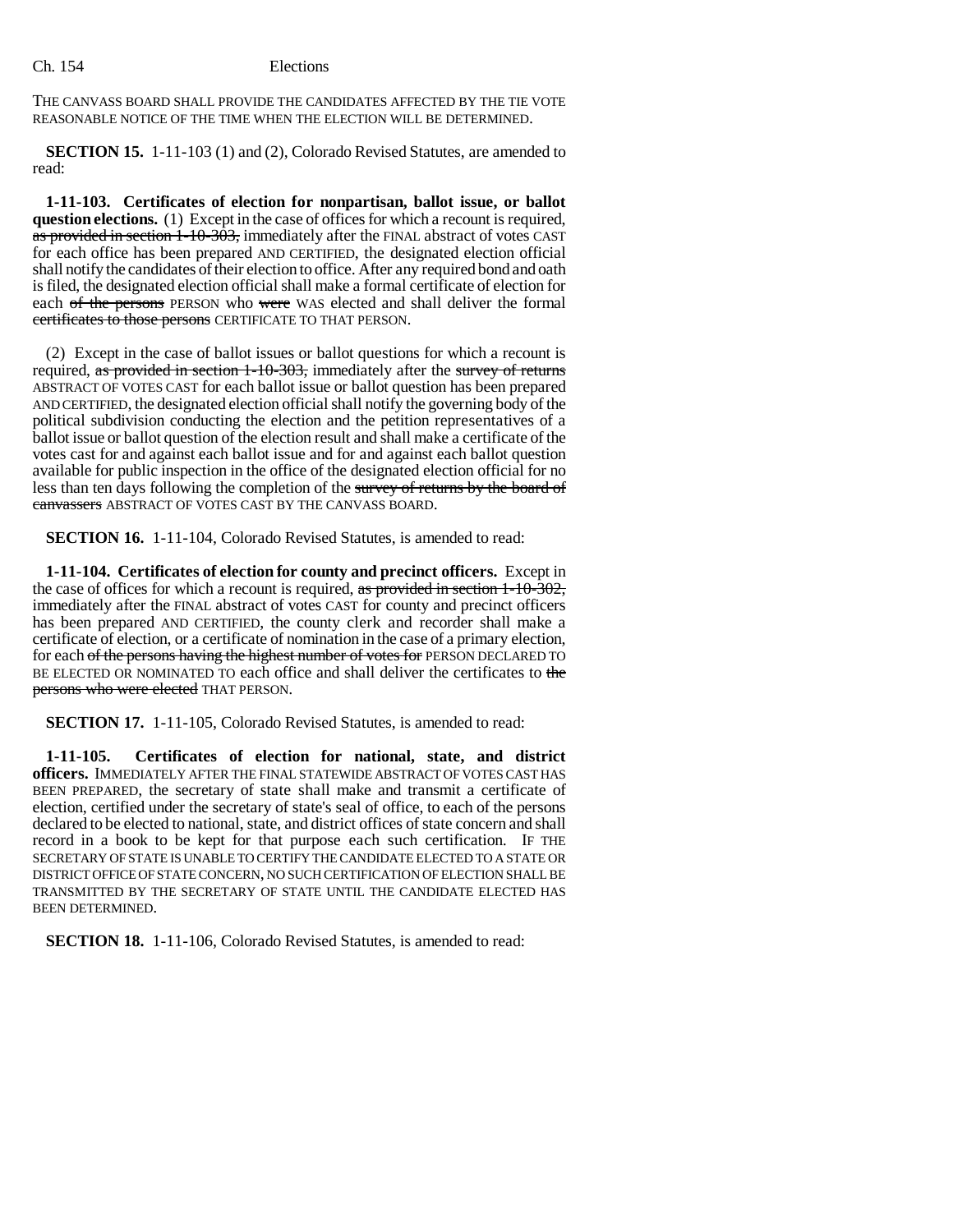THE CANVASS BOARD SHALL PROVIDE THE CANDIDATES AFFECTED BY THE TIE VOTE REASONABLE NOTICE OF THE TIME WHEN THE ELECTION WILL BE DETERMINED.

**SECTION 15.** 1-11-103 (1) and (2), Colorado Revised Statutes, are amended to read:

**1-11-103. Certificates of election for nonpartisan, ballot issue, or ballot question elections.** (1) Except in the case of offices for which a recount is required, ~~as provided in section 1-10-303,~~ immediately after the FINAL abstract of votes CAST for each office has been prepared AND CERTIFIED, the designated election official shall notify the candidates of their election to office. After any required bond and oath is filed, the designated election official shall make a formal certificate of election for each ~~of the persons~~ PERSON who ~~were~~ WAS elected and shall deliver the formal ~~certificates to those persons~~ CERTIFICATE TO THAT PERSON.

(2) Except in the case of ballot issues or ballot questions for which a recount is required, ~~as provided in section 1-10-303,~~ immediately after the ~~survey of returns~~ ABSTRACT OF VOTES CAST for each ballot issue or ballot question has been prepared AND CERTIFIED, the designated election official shall notify the governing body of the political subdivision conducting the election and the petition representatives of a ballot issue or ballot question of the election result and shall make a certificate of the votes cast for and against each ballot issue and for and against each ballot question available for public inspection in the office of the designated election official for no less than ten days following the completion of the ~~survey of returns by the board of canvassers~~ ABSTRACT OF VOTES CAST BY THE CANVASS BOARD.

**SECTION 16.** 1-11-104, Colorado Revised Statutes, is amended to read:

**1-11-104. Certificates of election for county and precinct officers.** Except in the case of offices for which a recount is required, ~~as provided in section 1-10-302,~~ immediately after the FINAL abstract of votes CAST for county and precinct officers has been prepared AND CERTIFIED, the county clerk and recorder shall make a certificate of election, or a certificate of nomination in the case of a primary election, for each ~~of the persons having the highest number of votes for~~ PERSON DECLARED TO BE ELECTED OR NOMINATED TO each office and shall deliver the certificates to ~~the persons who were elected~~ THAT PERSON.

**SECTION 17.** 1-11-105, Colorado Revised Statutes, is amended to read:

**1-11-105. Certificates of election for national, state, and district officers.** IMMEDIATELY AFTER THE FINAL STATEWIDE ABSTRACT OF VOTES CAST HAS BEEN PREPARED, the secretary of state shall make and transmit a certificate of election, certified under the secretary of state's seal of office, to each of the persons declared to be elected to national, state, and district offices of state concern and shall record in a book to be kept for that purpose each such certification. IF THE SECRETARY OF STATE IS UNABLE TO CERTIFY THE CANDIDATE ELECTED TO A STATE OR DISTRICT OFFICE OF STATE CONCERN, NO SUCH CERTIFICATION OF ELECTION SHALL BE TRANSMITTED BY THE SECRETARY OF STATE UNTIL THE CANDIDATE ELECTED HAS BEEN DETERMINED.

**SECTION 18.** 1-11-106, Colorado Revised Statutes, is amended to read: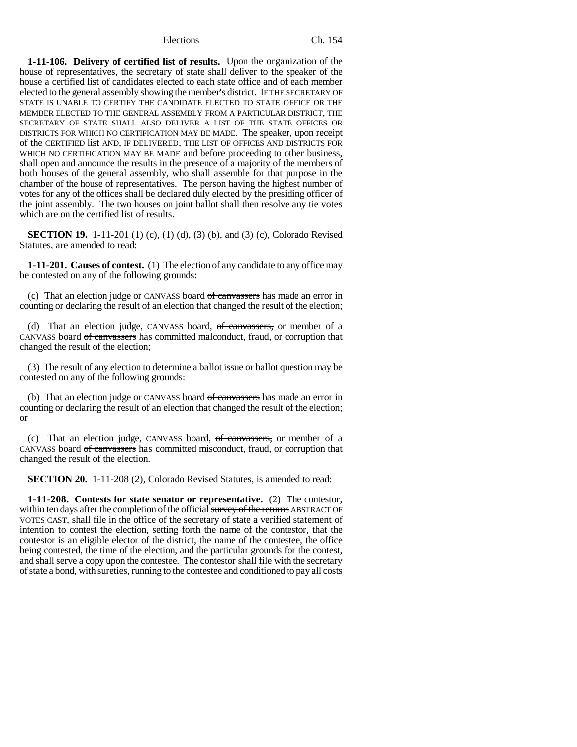**1-11-106. Delivery of certified list of results.** Upon the organization of the house of representatives, the secretary of state shall deliver to the speaker of the house a certified list of candidates elected to each state office and of each member elected to the general assembly showing the member's district. IF THE SECRETARY OF STATE IS UNABLE TO CERTIFY THE CANDIDATE ELECTED TO STATE OFFICE OR THE MEMBER ELECTED TO THE GENERAL ASSEMBLY FROM A PARTICULAR DISTRICT, THE SECRETARY OF STATE SHALL ALSO DELIVER A LIST OF THE STATE OFFICES OR DISTRICTS FOR WHICH NO CERTIFICATION MAY BE MADE. The speaker, upon receipt of the CERTIFIED list AND, IF DELIVERED, THE LIST OF OFFICES AND DISTRICTS FOR WHICH NO CERTIFICATION MAY BE MADE and before proceeding to other business, shall open and announce the results in the presence of a majority of the members of both houses of the general assembly, who shall assemble for that purpose in the chamber of the house of representatives. The person having the highest number of votes for any of the offices shall be declared duly elected by the presiding officer of the joint assembly. The two houses on joint ballot shall then resolve any tie votes which are on the certified list of results.

**SECTION 19.** 1-11-201 (1) (c), (1) (d), (3) (b), and (3) (c), Colorado Revised Statutes, are amended to read:

**1-11-201. Causes of contest.** (1) The election of any candidate to any office may be contested on any of the following grounds:

(c) That an election judge or CANVASS board ~~of canvassers~~ has made an error in counting or declaring the result of an election that changed the result of the election;

(d) That an election judge, CANVASS board, ~~of canvassers,~~ or member of a CANVASS board ~~of canvassers~~ has committed malconduct, fraud, or corruption that changed the result of the election;

(3) The result of any election to determine a ballot issue or ballot question may be contested on any of the following grounds:

(b) That an election judge or CANVASS board ~~of canvassers~~ has made an error in counting or declaring the result of an election that changed the result of the election; or

(c) That an election judge, CANVASS board, ~~of canvassers,~~ or member of a CANVASS board ~~of canvassers~~ has committed misconduct, fraud, or corruption that changed the result of the election.

**SECTION 20.** 1-11-208 (2), Colorado Revised Statutes, is amended to read:

**1-11-208. Contests for state senator or representative.** (2) The contestor, within ten days after the completion of the official ~~survey of the returns~~ ABSTRACT OF VOTES CAST, shall file in the office of the secretary of state a verified statement of intention to contest the election, setting forth the name of the contestor, that the contestor is an eligible elector of the district, the name of the contestee, the office being contested, the time of the election, and the particular grounds for the contest, and shall serve a copy upon the contestee. The contestor shall file with the secretary of state a bond, with sureties, running to the contestee and conditioned to pay all costs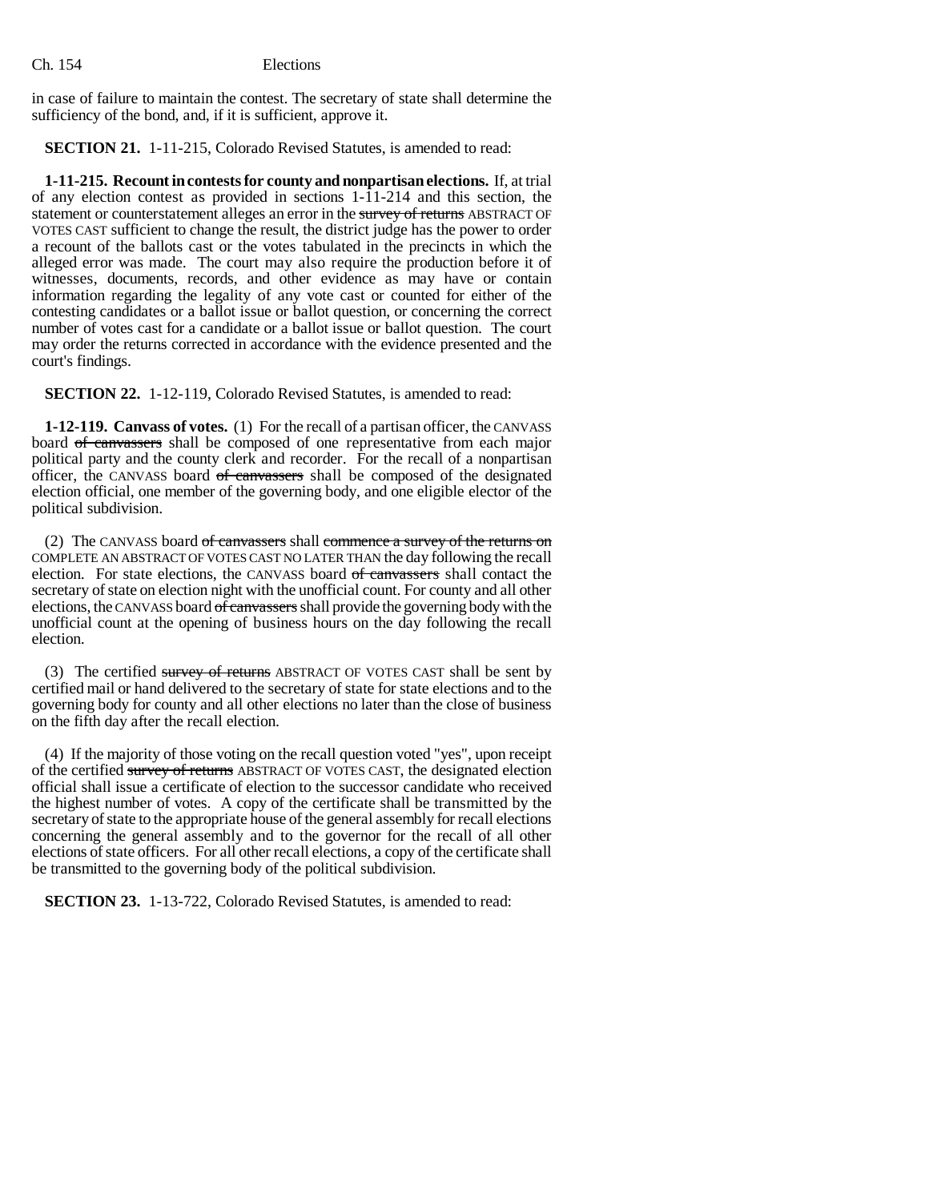in case of failure to maintain the contest. The secretary of state shall determine the sufficiency of the bond, and, if it is sufficient, approve it.

**SECTION 21.** 1-11-215, Colorado Revised Statutes, is amended to read:

**1-11-215. Recount in contests for county and nonpartisan elections.** If, at trial of any election contest as provided in sections 1-11-214 and this section, the statement or counterstatement alleges an error in the ~~survey of returns~~ ABSTRACT OF VOTES CAST sufficient to change the result, the district judge has the power to order a recount of the ballots cast or the votes tabulated in the precincts in which the alleged error was made. The court may also require the production before it of witnesses, documents, records, and other evidence as may have or contain information regarding the legality of any vote cast or counted for either of the contesting candidates or a ballot issue or ballot question, or concerning the correct number of votes cast for a candidate or a ballot issue or ballot question. The court may order the returns corrected in accordance with the evidence presented and the court's findings.

**SECTION 22.** 1-12-119, Colorado Revised Statutes, is amended to read:

**1-12-119. Canvass of votes.** (1) For the recall of a partisan officer, the CANVASS board ~~of canvassers~~ shall be composed of one representative from each major political party and the county clerk and recorder. For the recall of a nonpartisan officer, the CANVASS board ~~of canvassers~~ shall be composed of the designated election official, one member of the governing body, and one eligible elector of the political subdivision.

(2) The CANVASS board ~~of canvassers~~ shall ~~commence a survey of the returns on~~ COMPLETE AN ABSTRACT OF VOTES CAST NO LATER THAN the day following the recall election. For state elections, the CANVASS board ~~of canvassers~~ shall contact the secretary of state on election night with the unofficial count. For county and all other elections, the CANVASS board ~~of canvassers~~ shall provide the governing body with the unofficial count at the opening of business hours on the day following the recall election.

(3) The certified ~~survey of returns~~ ABSTRACT OF VOTES CAST shall be sent by certified mail or hand delivered to the secretary of state for state elections and to the governing body for county and all other elections no later than the close of business on the fifth day after the recall election.

(4) If the majority of those voting on the recall question voted "yes", upon receipt of the certified ~~survey of returns~~ ABSTRACT OF VOTES CAST, the designated election official shall issue a certificate of election to the successor candidate who received the highest number of votes. A copy of the certificate shall be transmitted by the secretary of state to the appropriate house of the general assembly for recall elections concerning the general assembly and to the governor for the recall of all other elections of state officers. For all other recall elections, a copy of the certificate shall be transmitted to the governing body of the political subdivision.

**SECTION 23.** 1-13-722, Colorado Revised Statutes, is amended to read: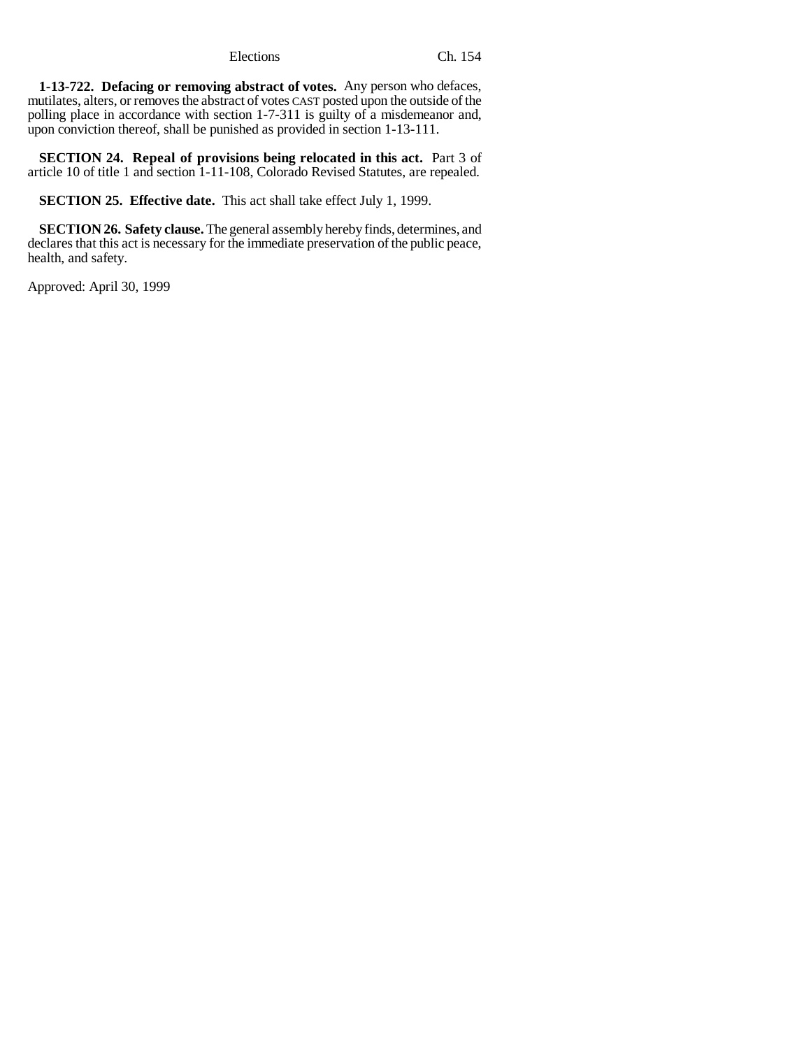**1-13-722. Defacing or removing abstract of votes.** Any person who defaces, mutilates, alters, or removes the abstract of votes CAST posted upon the outside of the polling place in accordance with section 1-7-311 is guilty of a misdemeanor and, upon conviction thereof, shall be punished as provided in section 1-13-111.

**SECTION 24. Repeal of provisions being relocated in this act.** Part 3 of article 10 of title 1 and section 1-11-108, Colorado Revised Statutes, are repealed.

**SECTION 25. Effective date.** This act shall take effect July 1, 1999.

**SECTION 26. Safety clause.** The general assembly hereby finds, determines, and declares that this act is necessary for the immediate preservation of the public peace, health, and safety.

Approved: April 30, 1999